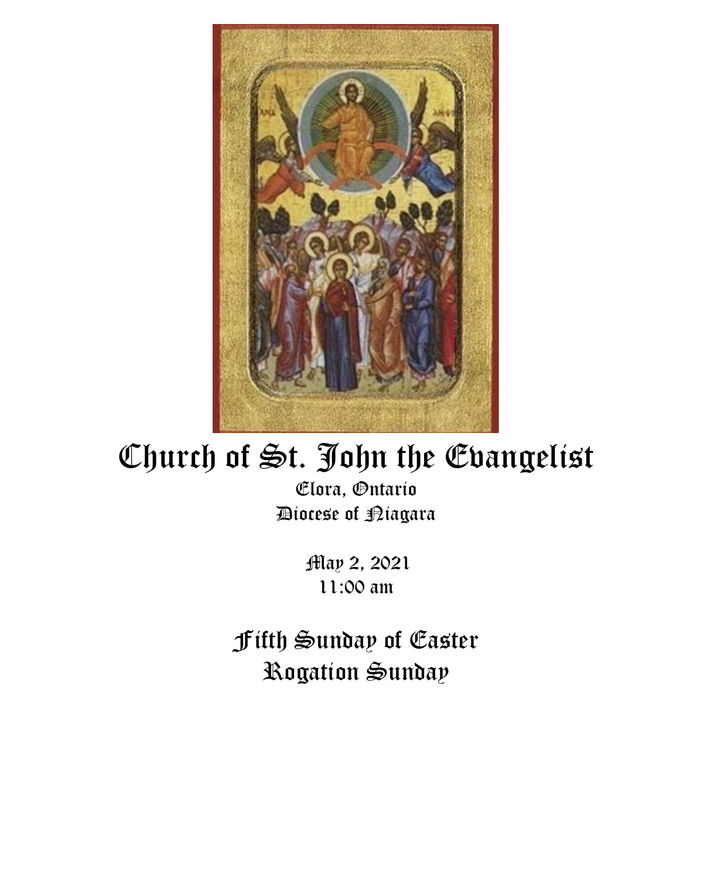# Church of St. John the Evangelist

Elora, Ontario
Diocese of Niagara

May 2, 2021
11:00 am

## Fifth Sunday of Easter
## Rogation Sunday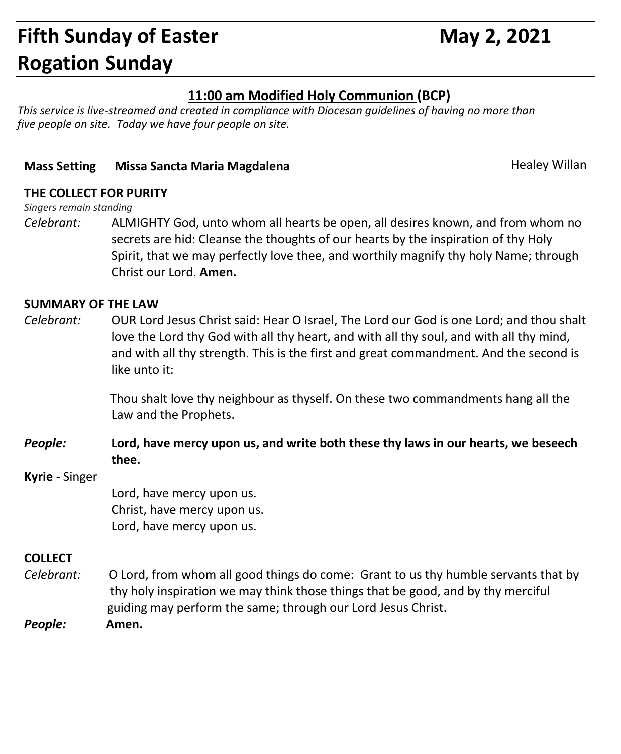# Fifth Sunday of Easter — May 2, 2021
# Rogation Sunday

## 11:00 am Modified Holy Communion (BCP)

*This service is live-streamed and created in compliance with Diocesan guidelines of having no more than five people on site. Today we have four people on site.*

**Mass Setting Missa Sancta Maria Magdalena** Healey Willan

**THE COLLECT FOR PURITY**

*Singers remain standing*

*Celebrant:* ALMIGHTY God, unto whom all hearts be open, all desires known, and from whom no secrets are hid: Cleanse the thoughts of our hearts by the inspiration of thy Holy Spirit, that we may perfectly love thee, and worthily magnify thy holy Name; through Christ our Lord. **Amen.**

**SUMMARY OF THE LAW**

*Celebrant:* OUR Lord Jesus Christ said: Hear O Israel, The Lord our God is one Lord; and thou shalt love the Lord thy God with all thy heart, and with all thy soul, and with all thy mind, and with all thy strength. This is the first and great commandment. And the second is like unto it:

Thou shalt love thy neighbour as thyself. On these two commandments hang all the Law and the Prophets.

***People:*** **Lord, have mercy upon us, and write both these thy laws in our hearts, we beseech thee.**

**Kyrie** - Singer

Lord, have mercy upon us.
Christ, have mercy upon us.
Lord, have mercy upon us.

**COLLECT**

*Celebrant:* O Lord, from whom all good things do come: Grant to us thy humble servants that by thy holy inspiration we may think those things that be good, and by thy merciful guiding may perform the same; through our Lord Jesus Christ.

***People:*** **Amen.**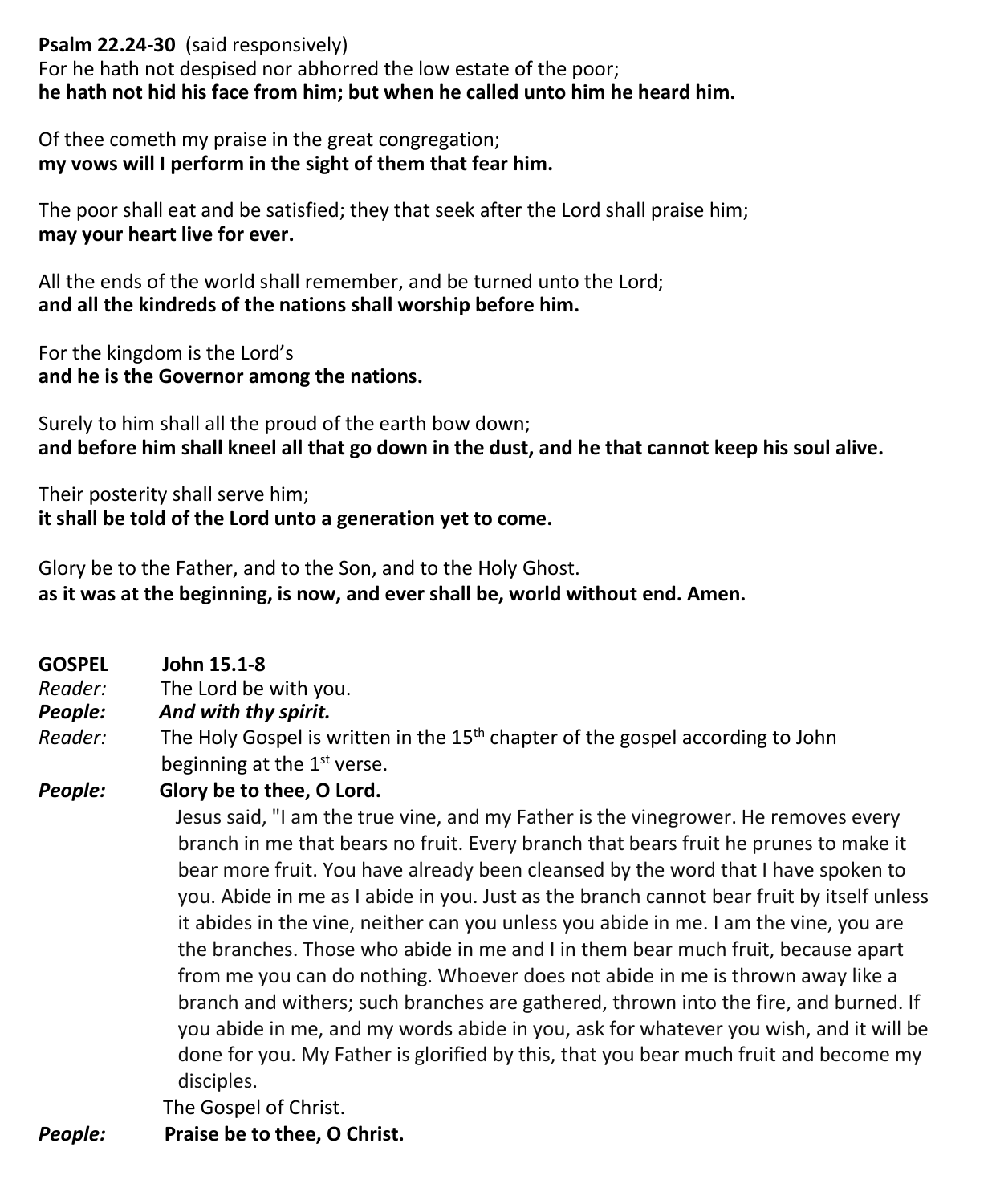**Psalm 22.24-30** (said responsively)
For he hath not despised nor abhorred the low estate of the poor;
**he hath not hid his face from him; but when he called unto him he heard him.**

Of thee cometh my praise in the great congregation;
**my vows will I perform in the sight of them that fear him.**

The poor shall eat and be satisfied; they that seek after the Lord shall praise him;
**may your heart live for ever.**

All the ends of the world shall remember, and be turned unto the Lord;
**and all the kindreds of the nations shall worship before him.**

For the kingdom is the Lord's
**and he is the Governor among the nations.**

Surely to him shall all the proud of the earth bow down;
**and before him shall kneel all that go down in the dust, and he that cannot keep his soul alive.**

Their posterity shall serve him;
**it shall be told of the Lord unto a generation yet to come.**

Glory be to the Father, and to the Son, and to the Holy Ghost.
**as it was at the beginning, is now, and ever shall be, world without end. Amen.**

**GOSPEL** **John 15.1-8**

*Reader:* The Lord be with you.
***People:*** ***And with thy spirit.***
*Reader:* The Holy Gospel is written in the 15th chapter of the gospel according to John beginning at the 1st verse.
***People:*** **Glory be to thee, O Lord.**

Jesus said, "I am the true vine, and my Father is the vinegrower. He removes every branch in me that bears no fruit. Every branch that bears fruit he prunes to make it bear more fruit. You have already been cleansed by the word that I have spoken to you. Abide in me as I abide in you. Just as the branch cannot bear fruit by itself unless it abides in the vine, neither can you unless you abide in me. I am the vine, you are the branches. Those who abide in me and I in them bear much fruit, because apart from me you can do nothing. Whoever does not abide in me is thrown away like a branch and withers; such branches are gathered, thrown into the fire, and burned. If you abide in me, and my words abide in you, ask for whatever you wish, and it will be done for you. My Father is glorified by this, that you bear much fruit and become my disciples.

The Gospel of Christ.
***People:*** **Praise be to thee, O Christ.**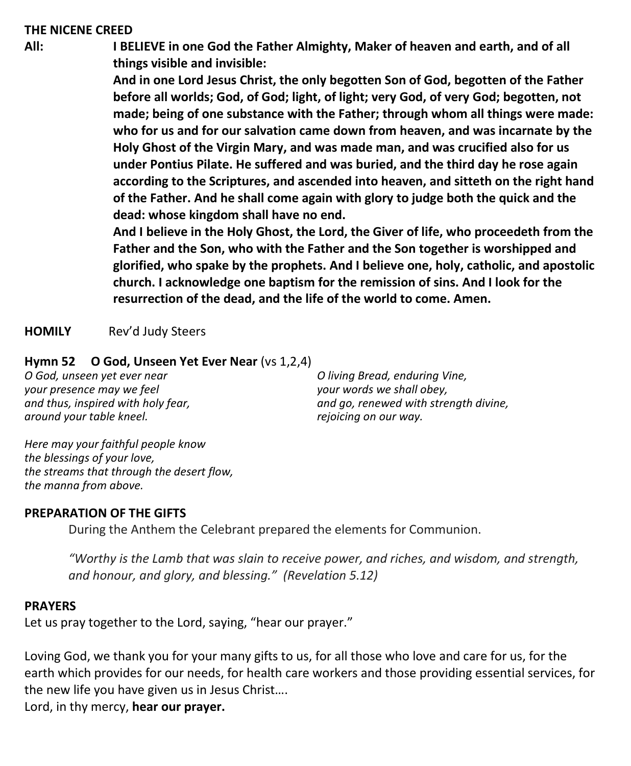**THE NICENE CREED**

**All:** **I BELIEVE in one God the Father Almighty, Maker of heaven and earth, and of all things visible and invisible:**

**And in one Lord Jesus Christ, the only begotten Son of God, begotten of the Father before all worlds; God, of God; light, of light; very God, of very God; begotten, not made; being of one substance with the Father; through whom all things were made: who for us and for our salvation came down from heaven, and was incarnate by the Holy Ghost of the Virgin Mary, and was made man, and was crucified also for us under Pontius Pilate. He suffered and was buried, and the third day he rose again according to the Scriptures, and ascended into heaven, and sitteth on the right hand of the Father. And he shall come again with glory to judge both the quick and the dead: whose kingdom shall have no end.**

**And I believe in the Holy Ghost, the Lord, the Giver of life, who proceedeth from the Father and the Son, who with the Father and the Son together is worshipped and glorified, who spake by the prophets. And I believe one, holy, catholic, and apostolic church. I acknowledge one baptism for the remission of sins. And I look for the resurrection of the dead, and the life of the world to come. Amen.**

**HOMILY** Rev'd Judy Steers

**Hymn 52 O God, Unseen Yet Ever Near** (vs 1,2,4)

*O God, unseen yet ever near*
*your presence may we feel*
*and thus, inspired with holy fear,*
*around your table kneel.*

*Here may your faithful people know*
*the blessings of your love,*
*the streams that through the desert flow,*
*the manna from above.*

*O living Bread, enduring Vine,*
*your words we shall obey,*
*and go, renewed with strength divine,*
*rejoicing on our way.*

**PREPARATION OF THE GIFTS**

During the Anthem the Celebrant prepared the elements for Communion.

*"Worthy is the Lamb that was slain to receive power, and riches, and wisdom, and strength, and honour, and glory, and blessing." (Revelation 5.12)*

**PRAYERS**

Let us pray together to the Lord, saying, "hear our prayer."

Loving God, we thank you for your many gifts to us, for all those who love and care for us, for the earth which provides for our needs, for health care workers and those providing essential services, for the new life you have given us in Jesus Christ….
Lord, in thy mercy, **hear our prayer.**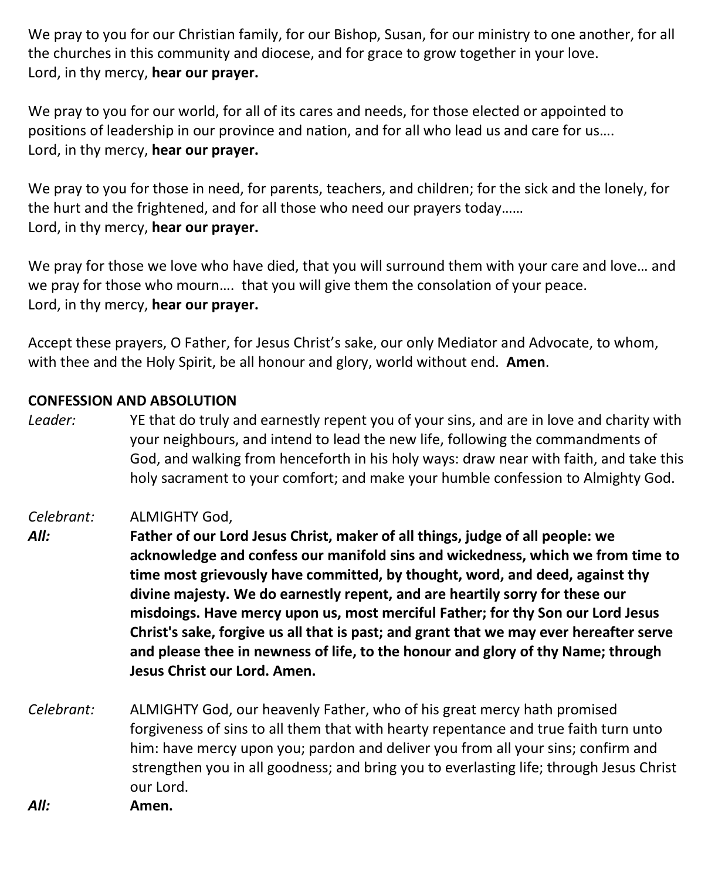We pray to you for our Christian family, for our Bishop, Susan, for our ministry to one another, for all the churches in this community and diocese, and for grace to grow together in your love.
Lord, in thy mercy, **hear our prayer.**

We pray to you for our world, for all of its cares and needs, for those elected or appointed to positions of leadership in our province and nation, and for all who lead us and care for us….
Lord, in thy mercy, **hear our prayer.**

We pray to you for those in need, for parents, teachers, and children; for the sick and the lonely, for the hurt and the frightened, and for all those who need our prayers today……
Lord, in thy mercy, **hear our prayer.**

We pray for those we love who have died, that you will surround them with your care and love… and we pray for those who mourn…. that you will give them the consolation of your peace.
Lord, in thy mercy, **hear our prayer.**

Accept these prayers, O Father, for Jesus Christ's sake, our only Mediator and Advocate, to whom, with thee and the Holy Spirit, be all honour and glory, world without end. **Amen**.

**CONFESSION AND ABSOLUTION**

*Leader:* YE that do truly and earnestly repent you of your sins, and are in love and charity with your neighbours, and intend to lead the new life, following the commandments of God, and walking from henceforth in his holy ways: draw near with faith, and take this holy sacrament to your comfort; and make your humble confession to Almighty God.

*Celebrant:* ALMIGHTY God,

***All:*** **Father of our Lord Jesus Christ, maker of all things, judge of all people: we acknowledge and confess our manifold sins and wickedness, which we from time to time most grievously have committed, by thought, word, and deed, against thy divine majesty. We do earnestly repent, and are heartily sorry for these our misdoings. Have mercy upon us, most merciful Father; for thy Son our Lord Jesus Christ's sake, forgive us all that is past; and grant that we may ever hereafter serve and please thee in newness of life, to the honour and glory of thy Name; through Jesus Christ our Lord. Amen.**

*Celebrant:* ALMIGHTY God, our heavenly Father, who of his great mercy hath promised forgiveness of sins to all them that with hearty repentance and true faith turn unto him: have mercy upon you; pardon and deliver you from all your sins; confirm and strengthen you in all goodness; and bring you to everlasting life; through Jesus Christ our Lord.

***All:*** **Amen.**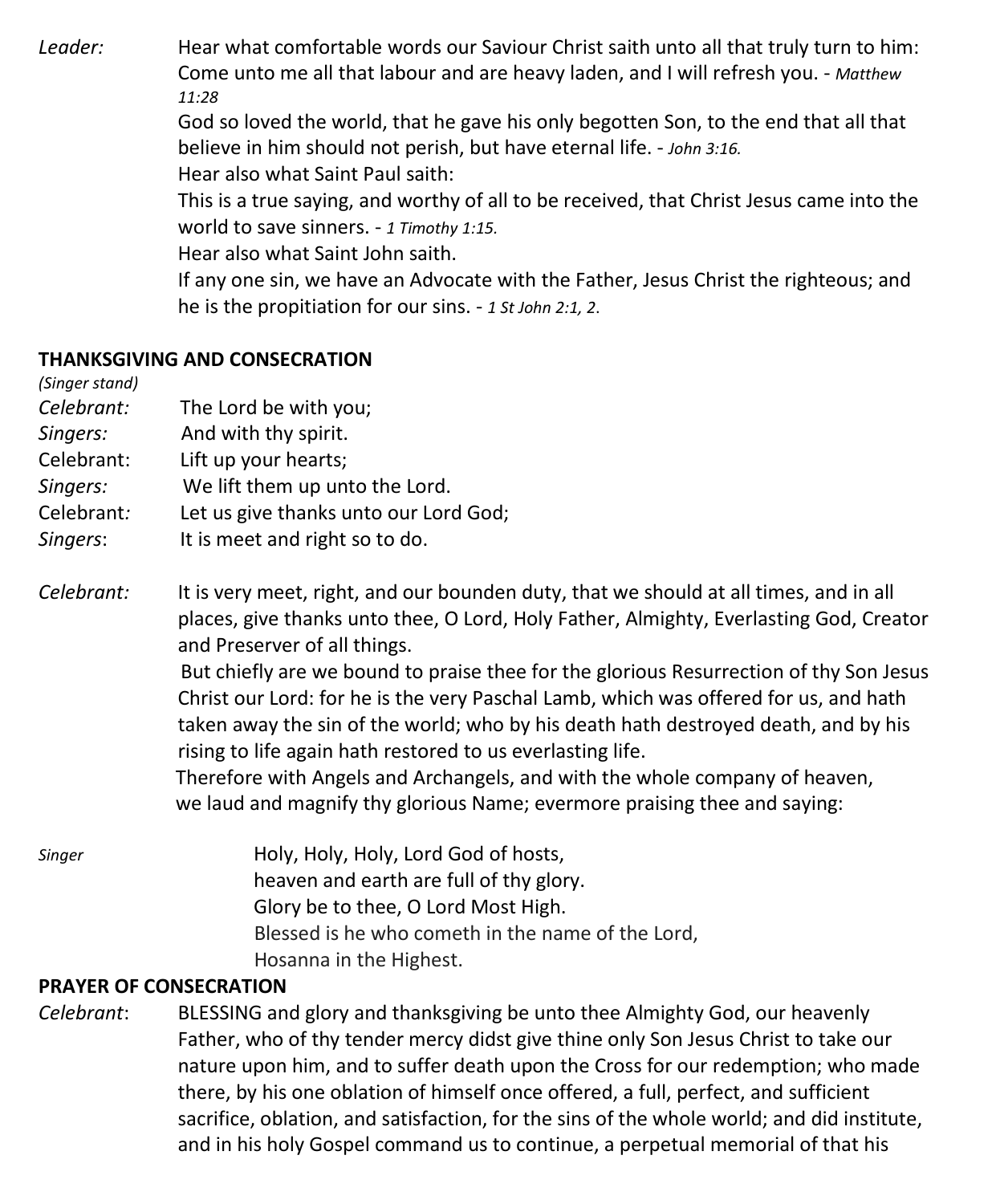*Leader:* Hear what comfortable words our Saviour Christ saith unto all that truly turn to him:
Come unto me all that labour and are heavy laden, and I will refresh you. - *Matthew 11:28*
God so loved the world, that he gave his only begotten Son, to the end that all that believe in him should not perish, but have eternal life. - *John 3:16.*
Hear also what Saint Paul saith:
This is a true saying, and worthy of all to be received, that Christ Jesus came into the world to save sinners. - *1 Timothy 1:15.*
Hear also what Saint John saith.
If any one sin, we have an Advocate with the Father, Jesus Christ the righteous; and he is the propitiation for our sins. - *1 St John 2:1, 2.*

**THANKSGIVING AND CONSECRATION**

*(Singer stand)*

*Celebrant:* The Lord be with you;
*Singers:* And with thy spirit.
Celebrant: Lift up your hearts;
*Singers:* We lift them up unto the Lord.
Celebrant*:* Let us give thanks unto our Lord God;
*Singers*: It is meet and right so to do.

*Celebrant:* It is very meet, right, and our bounden duty, that we should at all times, and in all places, give thanks unto thee, O Lord, Holy Father, Almighty, Everlasting God, Creator and Preserver of all things.
But chiefly are we bound to praise thee for the glorious Resurrection of thy Son Jesus Christ our Lord: for he is the very Paschal Lamb, which was offered for us, and hath taken away the sin of the world; who by his death hath destroyed death, and by his rising to life again hath restored to us everlasting life.
Therefore with Angels and Archangels, and with the whole company of heaven, we laud and magnify thy glorious Name; evermore praising thee and saying:

*Singer*
Holy, Holy, Holy, Lord God of hosts,
heaven and earth are full of thy glory.
Glory be to thee, O Lord Most High.
Blessed is he who cometh in the name of the Lord,
Hosanna in the Highest.

**PRAYER OF CONSECRATION**

*Celebrant*: BLESSING and glory and thanksgiving be unto thee Almighty God, our heavenly Father, who of thy tender mercy didst give thine only Son Jesus Christ to take our nature upon him, and to suffer death upon the Cross for our redemption; who made there, by his one oblation of himself once offered, a full, perfect, and sufficient sacrifice, oblation, and satisfaction, for the sins of the whole world; and did institute, and in his holy Gospel command us to continue, a perpetual memorial of that his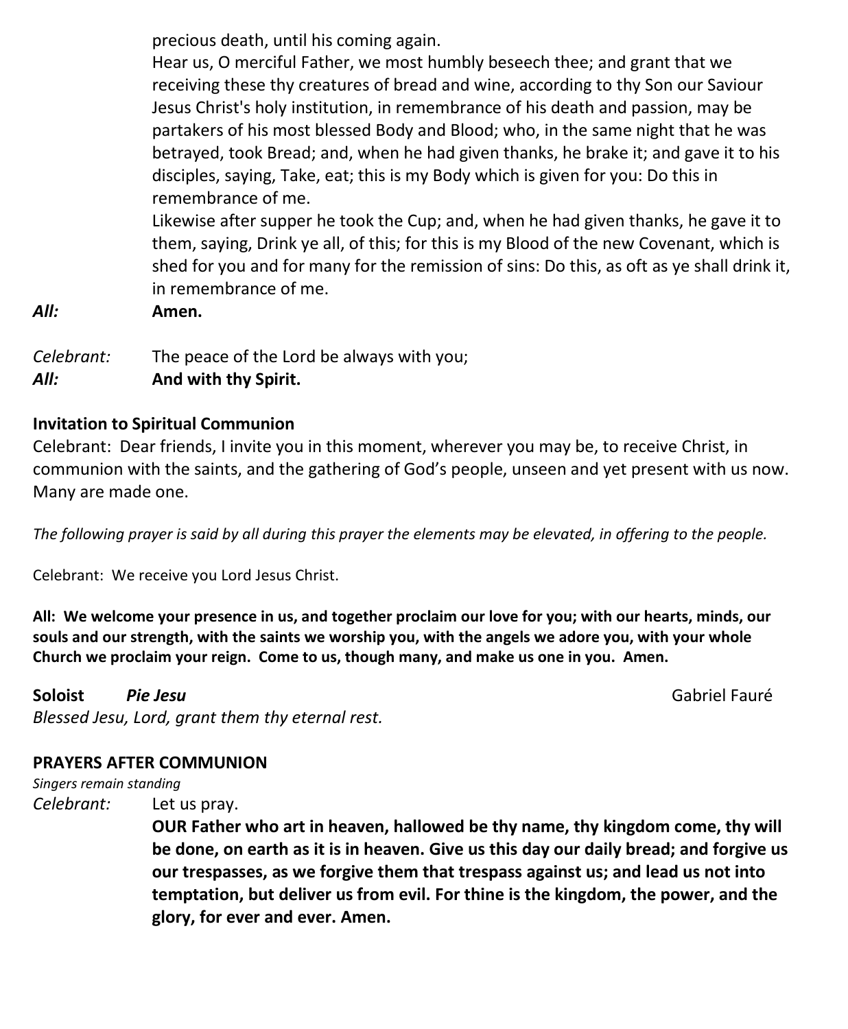precious death, until his coming again.

Hear us, O merciful Father, we most humbly beseech thee; and grant that we receiving these thy creatures of bread and wine, according to thy Son our Saviour Jesus Christ's holy institution, in remembrance of his death and passion, may be partakers of his most blessed Body and Blood; who, in the same night that he was betrayed, took Bread; and, when he had given thanks, he brake it; and gave it to his disciples, saying, Take, eat; this is my Body which is given for you: Do this in remembrance of me.

Likewise after supper he took the Cup; and, when he had given thanks, he gave it to them, saying, Drink ye all, of this; for this is my Blood of the new Covenant, which is shed for you and for many for the remission of sins: Do this, as oft as ye shall drink it, in remembrance of me.

***All:*** **Amen.**

*Celebrant:* The peace of the Lord be always with you;
***All:*** **And with thy Spirit.**

**Invitation to Spiritual Communion**

Celebrant: Dear friends, I invite you in this moment, wherever you may be, to receive Christ, in communion with the saints, and the gathering of God's people, unseen and yet present with us now. Many are made one.

*The following prayer is said by all during this prayer the elements may be elevated, in offering to the people.*

Celebrant: We receive you Lord Jesus Christ.

**All: We welcome your presence in us, and together proclaim our love for you; with our hearts, minds, our souls and our strength, with the saints we worship you, with the angels we adore you, with your whole Church we proclaim your reign. Come to us, though many, and make us one in you. Amen.**

**Soloist** ***Pie Jesu*** Gabriel Fauré

*Blessed Jesu, Lord, grant them thy eternal rest.*

**PRAYERS AFTER COMMUNION**

*Singers remain standing*

*Celebrant:* Let us pray.

**OUR Father who art in heaven, hallowed be thy name, thy kingdom come, thy will be done, on earth as it is in heaven. Give us this day our daily bread; and forgive us our trespasses, as we forgive them that trespass against us; and lead us not into temptation, but deliver us from evil. For thine is the kingdom, the power, and the glory, for ever and ever. Amen.**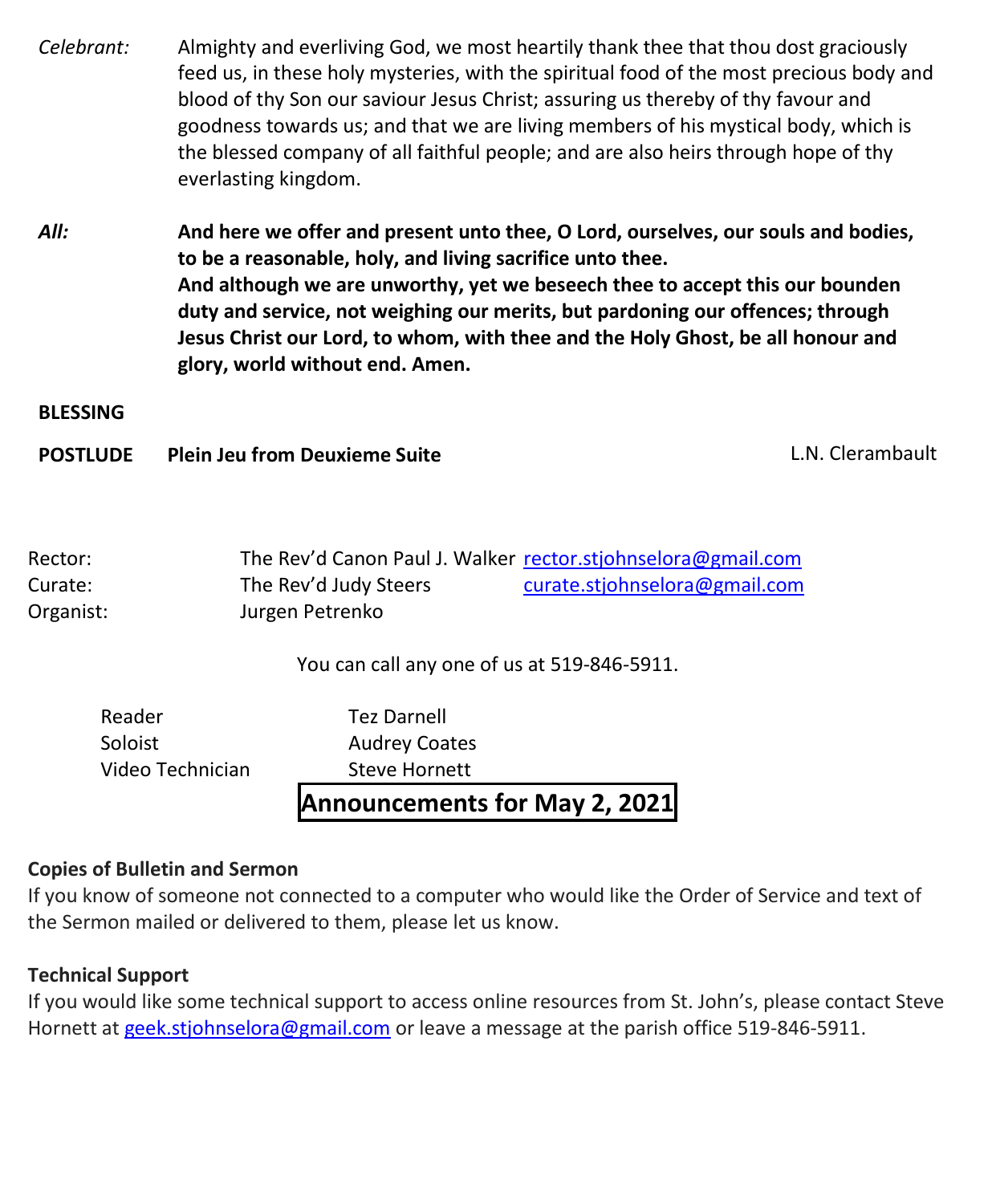*Celebrant:* Almighty and everliving God, we most heartily thank thee that thou dost graciously feed us, in these holy mysteries, with the spiritual food of the most precious body and blood of thy Son our saviour Jesus Christ; assuring us thereby of thy favour and goodness towards us; and that we are living members of his mystical body, which is the blessed company of all faithful people; and are also heirs through hope of thy everlasting kingdom.

***All:*** **And here we offer and present unto thee, O Lord, ourselves, our souls and bodies, to be a reasonable, holy, and living sacrifice unto thee.**
**And although we are unworthy, yet we beseech thee to accept this our bounden duty and service, not weighing our merits, but pardoning our offences; through Jesus Christ our Lord, to whom, with thee and the Holy Ghost, be all honour and glory, world without end. Amen.**

**BLESSING**

**POSTLUDE** **Plein Jeu from Deuxieme Suite** L.N. Clerambault

| | | |
|---|---|---|
| Rector: | The Rev'd Canon Paul J. Walker | rector.stjohnselora@gmail.com |
| Curate: | The Rev'd Judy Steers | curate.stjohnselora@gmail.com |
| Organist: | Jurgen Petrenko | |

You can call any one of us at 519-846-5911.

| | |
|---|---|
| Reader | Tez Darnell |
| Soloist | Audrey Coates |
| Video Technician | Steve Hornett |

## Announcements for May 2, 2021

**Copies of Bulletin and Sermon**
If you know of someone not connected to a computer who would like the Order of Service and text of the Sermon mailed or delivered to them, please let us know.

**Technical Support**
If you would like some technical support to access online resources from St. John's, please contact Steve Hornett at geek.stjohnselora@gmail.com or leave a message at the parish office 519-846-5911.